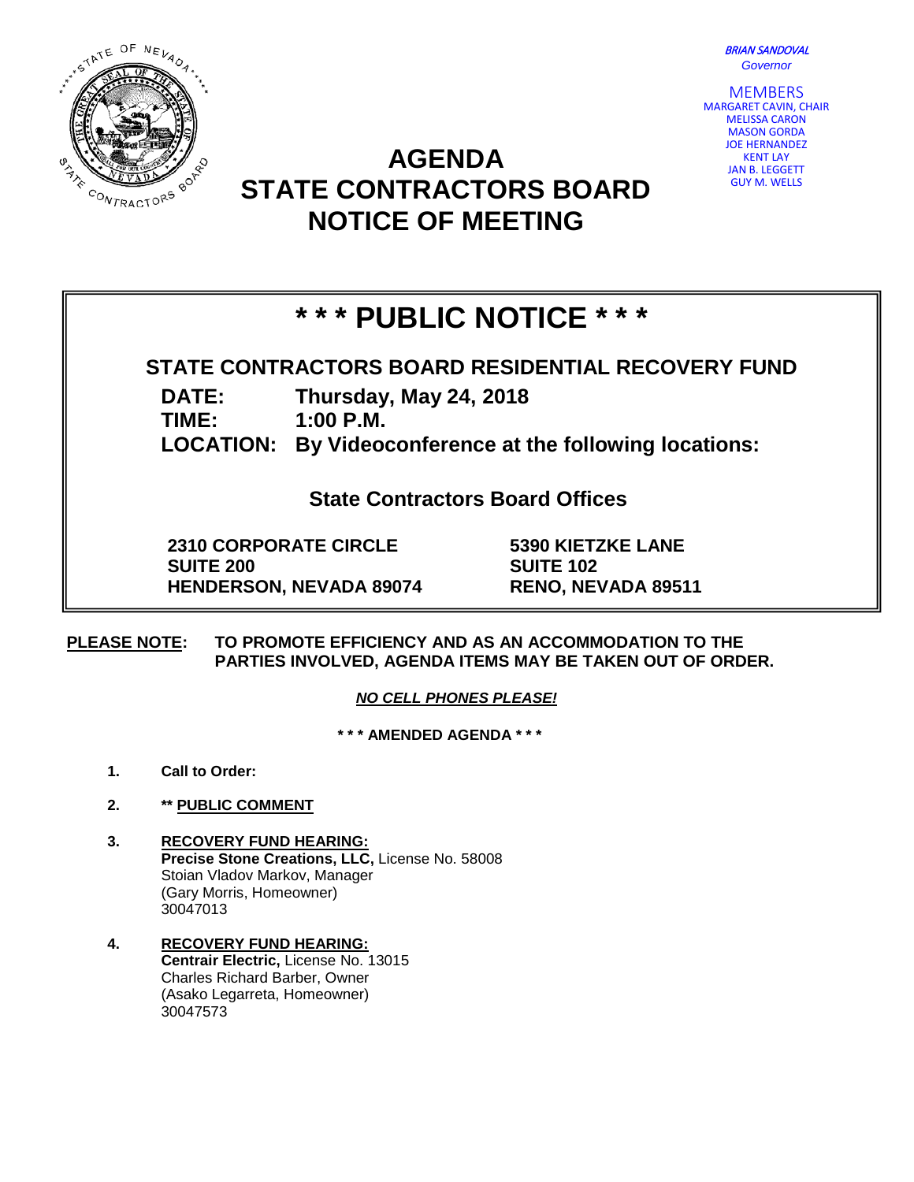BRIAN SANDOVAL
*Governor*

MEMBERS
MARGARET CAVIN, CHAIR
MELISSA CARON
MASON GORDA
JOE HERNANDEZ
KENT LAY
JAN B. LEGGETT
GUY M. WELLS

# AGENDA
# STATE CONTRACTORS BOARD
# NOTICE OF MEETING

## * * * PUBLIC NOTICE * * *

**STATE CONTRACTORS BOARD RESIDENTIAL RECOVERY FUND**

**DATE:** Thursday, May 24, 2018
**TIME:** 1:00 P.M.
**LOCATION:** By Videoconference at the following locations:

**State Contractors Board Offices**

**2310 CORPORATE CIRCLE**
**SUITE 200**
**HENDERSON, NEVADA 89074**

**5390 KIETZKE LANE**
**SUITE 102**
**RENO, NEVADA 89511**

**PLEASE NOTE:** **TO PROMOTE EFFICIENCY AND AS AN ACCOMMODATION TO THE PARTIES INVOLVED, AGENDA ITEMS MAY BE TAKEN OUT OF ORDER.**

***NO CELL PHONES PLEASE!***

**\* \* \* AMENDED AGENDA \* \* \***

1. **Call to Order:**

2. **\*\* PUBLIC COMMENT**

3. **RECOVERY FUND HEARING:**
   **Precise Stone Creations, LLC,** License No. 58008
   Stoian Vladov Markov, Manager
   (Gary Morris, Homeowner)
   30047013

4. **RECOVERY FUND HEARING:**
   **Centrair Electric,** License No. 13015
   Charles Richard Barber, Owner
   (Asako Legarreta, Homeowner)
   30047573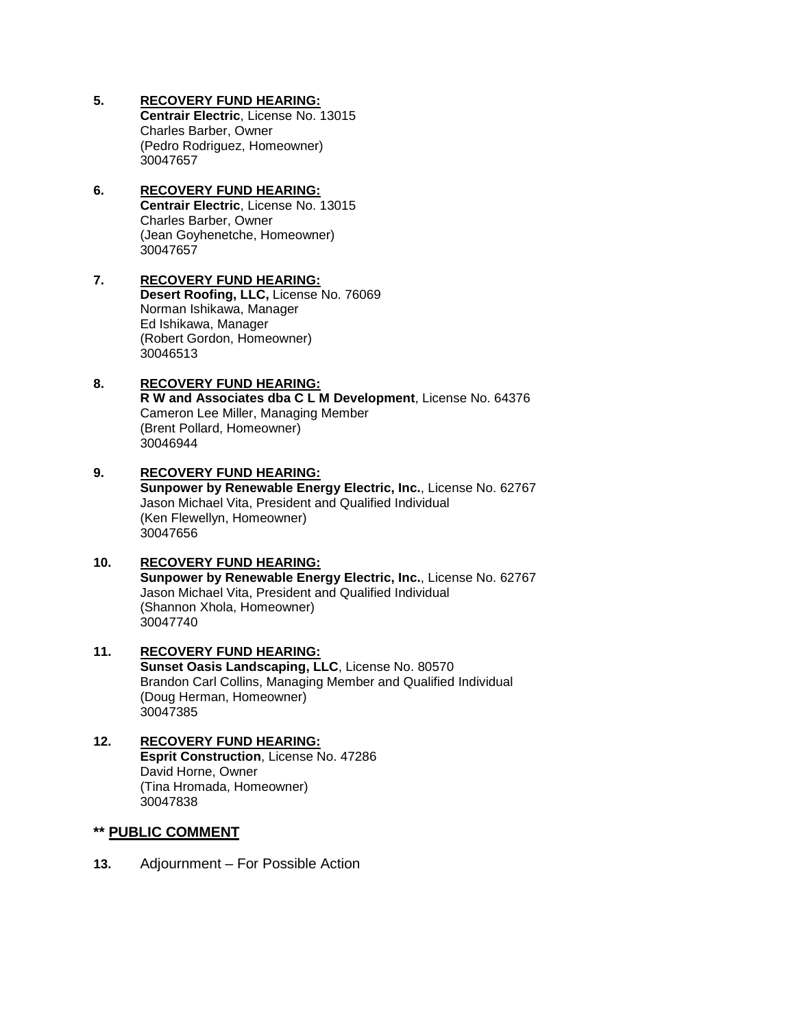5. **RECOVERY FUND HEARING:**
   **Centrair Electric**, License No. 13015
   Charles Barber, Owner
   (Pedro Rodriguez, Homeowner)
   30047657

6. **RECOVERY FUND HEARING:**
   **Centrair Electric**, License No. 13015
   Charles Barber, Owner
   (Jean Goyhenetche, Homeowner)
   30047657

7. **RECOVERY FUND HEARING:**
   **Desert Roofing, LLC,** License No. 76069
   Norman Ishikawa, Manager
   Ed Ishikawa, Manager
   (Robert Gordon, Homeowner)
   30046513

8. **RECOVERY FUND HEARING:**
   **R W and Associates dba C L M Development**, License No. 64376
   Cameron Lee Miller, Managing Member
   (Brent Pollard, Homeowner)
   30046944

9. **RECOVERY FUND HEARING:**
   **Sunpower by Renewable Energy Electric, Inc.**, License No. 62767
   Jason Michael Vita, President and Qualified Individual
   (Ken Flewellyn, Homeowner)
   30047656

10. **RECOVERY FUND HEARING:**
    **Sunpower by Renewable Energy Electric, Inc.**, License No. 62767
    Jason Michael Vita, President and Qualified Individual
    (Shannon Xhola, Homeowner)
    30047740

11. **RECOVERY FUND HEARING:**
    **Sunset Oasis Landscaping, LLC**, License No. 80570
    Brandon Carl Collins, Managing Member and Qualified Individual
    (Doug Herman, Homeowner)
    30047385

12. **RECOVERY FUND HEARING:**
    **Esprit Construction**, License No. 47286
    David Horne, Owner
    (Tina Hromada, Homeowner)
    30047838

**\*\* PUBLIC COMMENT**

13. Adjournment – For Possible Action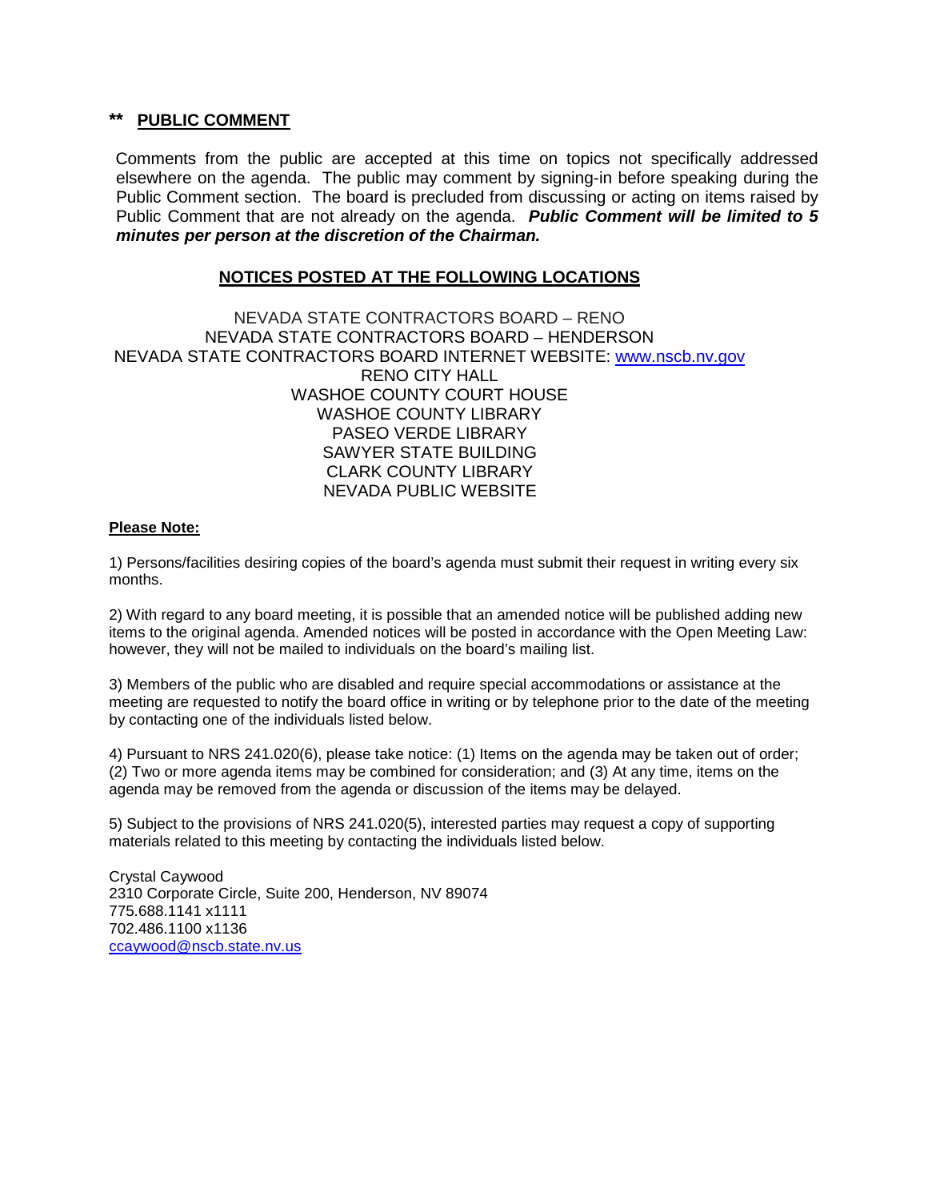## ** PUBLIC COMMENT

Comments from the public are accepted at this time on topics not specifically addressed elsewhere on the agenda. The public may comment by signing-in before speaking during the Public Comment section. The board is precluded from discussing or acting on items raised by Public Comment that are not already on the agenda. ***Public Comment will be limited to 5 minutes per person at the discretion of the Chairman.***

## NOTICES POSTED AT THE FOLLOWING LOCATIONS

NEVADA STATE CONTRACTORS BOARD – RENO
NEVADA STATE CONTRACTORS BOARD – HENDERSON
NEVADA STATE CONTRACTORS BOARD INTERNET WEBSITE: www.nscb.nv.gov
RENO CITY HALL
WASHOE COUNTY COURT HOUSE
WASHOE COUNTY LIBRARY
PASEO VERDE LIBRARY
SAWYER STATE BUILDING
CLARK COUNTY LIBRARY
NEVADA PUBLIC WEBSITE

**Please Note:**

1) Persons/facilities desiring copies of the board's agenda must submit their request in writing every six months.

2) With regard to any board meeting, it is possible that an amended notice will be published adding new items to the original agenda. Amended notices will be posted in accordance with the Open Meeting Law: however, they will not be mailed to individuals on the board's mailing list.

3) Members of the public who are disabled and require special accommodations or assistance at the meeting are requested to notify the board office in writing or by telephone prior to the date of the meeting by contacting one of the individuals listed below.

4) Pursuant to NRS 241.020(6), please take notice: (1) Items on the agenda may be taken out of order; (2) Two or more agenda items may be combined for consideration; and (3) At any time, items on the agenda may be removed from the agenda or discussion of the items may be delayed.

5) Subject to the provisions of NRS 241.020(5), interested parties may request a copy of supporting materials related to this meeting by contacting the individuals listed below.

Crystal Caywood
2310 Corporate Circle, Suite 200, Henderson, NV 89074
775.688.1141 x1111
702.486.1100 x1136
ccaywood@nscb.state.nv.us